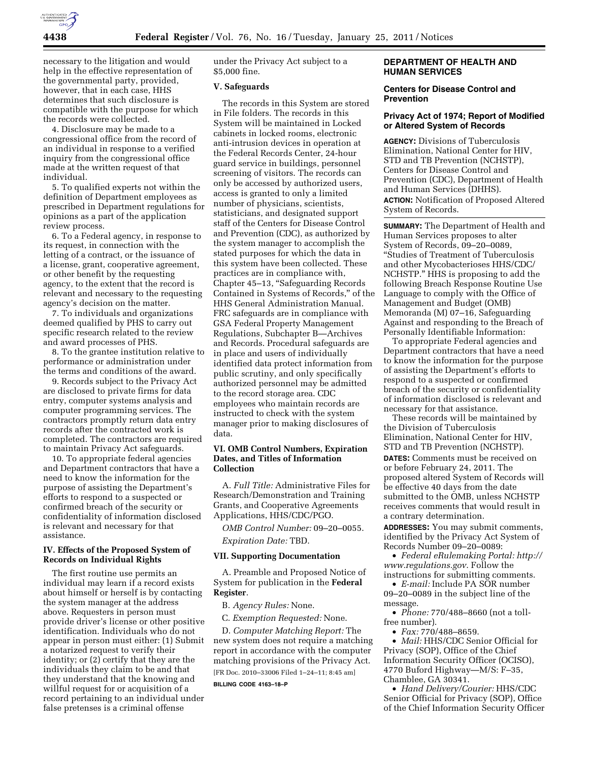necessary to the litigation and would help in the effective representation of the governmental party, provided, however, that in each case, HHS determines that such disclosure is compatible with the purpose for which the records were collected.

4. Disclosure may be made to a congressional office from the record of an individual in response to a verified inquiry from the congressional office made at the written request of that individual.

5. To qualified experts not within the definition of Department employees as prescribed in Department regulations for opinions as a part of the application review process.

6. To a Federal agency, in response to its request, in connection with the letting of a contract, or the issuance of a license, grant, cooperative agreement, or other benefit by the requesting agency, to the extent that the record is relevant and necessary to the requesting agency's decision on the matter.

7. To individuals and organizations deemed qualified by PHS to carry out specific research related to the review and award processes of PHS.

8. To the grantee institution relative to performance or administration under the terms and conditions of the award.

9. Records subject to the Privacy Act are disclosed to private firms for data entry, computer systems analysis and computer programming services. The contractors promptly return data entry records after the contracted work is completed. The contractors are required to maintain Privacy Act safeguards.

10. To appropriate federal agencies and Department contractors that have a need to know the information for the purpose of assisting the Department's efforts to respond to a suspected or confirmed breach of the security or confidentiality of information disclosed is relevant and necessary for that assistance.

## IV. Effects of the Proposed System of Records on Individual Rights

The first routine use permits an individual may learn if a record exists about himself or herself is by contacting the system manager at the address above. Requesters in person must provide driver's license or other positive identification. Individuals who do not appear in person must either: (1) Submit a notarized request to verify their identity; or (2) certify that they are the individuals they claim to be and that they understand that the knowing and willful request for or acquisition of a record pertaining to an individual under false pretenses is a criminal offense under the Privacy Act subject to a $5,000 fine.

## V. Safeguards

The records in this System are stored in File folders. The records in this System will be maintained in Locked cabinets in locked rooms, electronic anti-intrusion devices in operation at the Federal Records Center, 24-hour guard service in buildings, personnel screening of visitors. The records can only be accessed by authorized users, access is granted to only a limited number of physicians, scientists, statisticians, and designated support staff of the Centers for Disease Control and Prevention (CDC), as authorized by the system manager to accomplish the stated purposes for which the data in this system have been collected. These practices are in compliance with, Chapter 45–13, "Safeguarding Records Contained in Systems of Records," of the HHS General Administration Manual. FRC safeguards are in compliance with GSA Federal Property Management Regulations, Subchapter B—Archives and Records. Procedural safeguards are in place and users of individually identified data protect information from public scrutiny, and only specifically authorized personnel may be admitted to the record storage area. CDC employees who maintain records are instructed to check with the system manager prior to making disclosures of data.

## VI. OMB Control Numbers, Expiration Dates, and Titles of Information Collection

A. *Full Title:* Administrative Files for Research/Demonstration and Training Grants, and Cooperative Agreements Applications, HHS/CDC/PGO.

*OMB Control Number:* 09–20–0055.

*Expiration Date:* TBD.

## VII. Supporting Documentation

A. Preamble and Proposed Notice of System for publication in the **Federal Register**.

B. *Agency Rules:* None.

C. *Exemption Requested:* None.

D. *Computer Matching Report:* The new system does not require a matching report in accordance with the computer matching provisions of the Privacy Act.

[FR Doc. 2010–33006 Filed 1–24–11; 8:45 am]

**BILLING CODE 4163–18–P**

## DEPARTMENT OF HEALTH AND HUMAN SERVICES

### Centers for Disease Control and Prevention

### Privacy Act of 1974; Report of Modified or Altered System of Records

**AGENCY:** Divisions of Tuberculosis Elimination, National Center for HIV, STD and TB Prevention (NCHSTP), Centers for Disease Control and Prevention (CDC), Department of Health and Human Services (DHHS).

**ACTION:** Notification of Proposed Altered System of Records.

**SUMMARY:** The Department of Health and Human Services proposes to alter System of Records, 09–20–0089, "Studies of Treatment of Tuberculosis and other Mycobacterioses HHS/CDC/NCHSTP." HHS is proposing to add the following Breach Response Routine Use Language to comply with the Office of Management and Budget (OMB) Memoranda (M) 07–16, Safeguarding Against and responding to the Breach of Personally Identifiable Information:

To appropriate Federal agencies and Department contractors that have a need to know the information for the purpose of assisting the Department's efforts to respond to a suspected or confirmed breach of the security or confidentiality of information disclosed is relevant and necessary for that assistance.

These records will be maintained by the Division of Tuberculosis Elimination, National Center for HIV, STD and TB Prevention (NCHSTP).

**DATES:** Comments must be received on or before February 24, 2011. The proposed altered System of Records will be effective 40 days from the date submitted to the OMB, unless NCHSTP receives comments that would result in a contrary determination.

**ADDRESSES:** You may submit comments, identified by the Privacy Act System of Records Number 09–20–0089:

- *Federal eRulemaking Portal: http://www.regulations.gov.* Follow the instructions for submitting comments.
- *E-mail:* Include PA SOR number 09–20–0089 in the subject line of the message.
- *Phone:* 770/488–8660 (not a toll-free number).
- *Fax:* 770/488–8659.
- *Mail:* HHS/CDC Senior Official for Privacy (SOP), Office of the Chief Information Security Officer (OCISO), 4770 Buford Highway—M/S: F–35, Chamblee, GA 30341.
- *Hand Delivery/Courier:* HHS/CDC Senior Official for Privacy (SOP), Office of the Chief Information Security Officer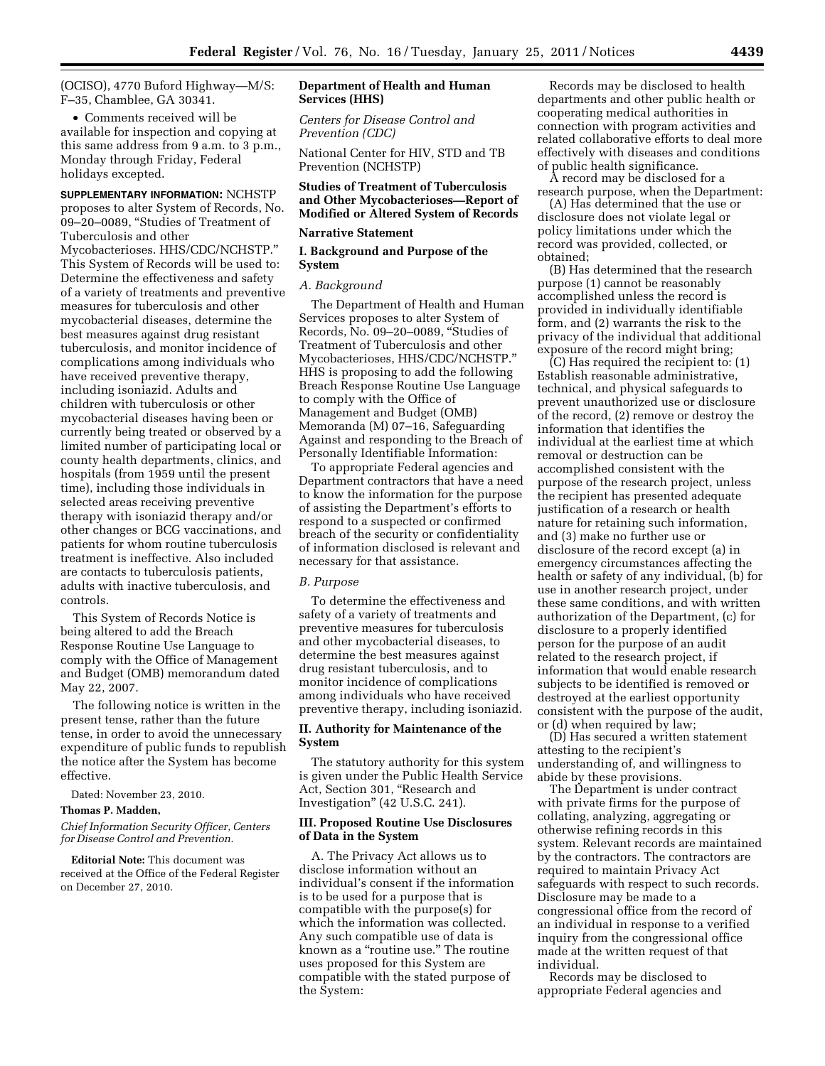(OCISO), 4770 Buford Highway—M/S: F–35, Chamblee, GA 30341.

- Comments received will be available for inspection and copying at this same address from 9 a.m. to 3 p.m., Monday through Friday, Federal holidays excepted.

**SUPPLEMENTARY INFORMATION:** NCHSTP proposes to alter System of Records, No. 09–20–0089, "Studies of Treatment of Tuberculosis and other Mycobacterioses. HHS/CDC/NCHSTP." This System of Records will be used to: Determine the effectiveness and safety of a variety of treatments and preventive measures for tuberculosis and other mycobacterial diseases, determine the best measures against drug resistant tuberculosis, and monitor incidence of complications among individuals who have received preventive therapy, including isoniazid. Adults and children with tuberculosis or other mycobacterial diseases having been or currently being treated or observed by a limited number of participating local or county health departments, clinics, and hospitals (from 1959 until the present time), including those individuals in selected areas receiving preventive therapy with isoniazid therapy and/or other changes or BCG vaccinations, and patients for whom routine tuberculosis treatment is ineffective. Also included are contacts to tuberculosis patients, adults with inactive tuberculosis, and controls.

This System of Records Notice is being altered to add the Breach Response Routine Use Language to comply with the Office of Management and Budget (OMB) memorandum dated May 22, 2007.

The following notice is written in the present tense, rather than the future tense, in order to avoid the unnecessary expenditure of public funds to republish the notice after the System has become effective.

Dated: November 23, 2010.

**Thomas P. Madden,**

*Chief Information Security Officer, Centers for Disease Control and Prevention.*

**Editorial Note:** This document was received at the Office of the Federal Register on December 27, 2010.

**Department of Health and Human Services (HHS)**

*Centers for Disease Control and Prevention (CDC)*

National Center for HIV, STD and TB Prevention (NCHSTP)

**Studies of Treatment of Tuberculosis and Other Mycobacterioses—Report of Modified or Altered System of Records**

**Narrative Statement**

**I. Background and Purpose of the System**

*A. Background*

The Department of Health and Human Services proposes to alter System of Records, No. 09–20–0089, "Studies of Treatment of Tuberculosis and other Mycobacterioses, HHS/CDC/NCHSTP." HHS is proposing to add the following Breach Response Routine Use Language to comply with the Office of Management and Budget (OMB) Memoranda (M) 07–16, Safeguarding Against and responding to the Breach of Personally Identifiable Information:

To appropriate Federal agencies and Department contractors that have a need to know the information for the purpose of assisting the Department's efforts to respond to a suspected or confirmed breach of the security or confidentiality of information disclosed is relevant and necessary for that assistance.

*B. Purpose*

To determine the effectiveness and safety of a variety of treatments and preventive measures for tuberculosis and other mycobacterial diseases, to determine the best measures against drug resistant tuberculosis, and to monitor incidence of complications among individuals who have received preventive therapy, including isoniazid.

**II. Authority for Maintenance of the System**

The statutory authority for this system is given under the Public Health Service Act, Section 301, "Research and Investigation" (42 U.S.C. 241).

**III. Proposed Routine Use Disclosures of Data in the System**

A. The Privacy Act allows us to disclose information without an individual's consent if the information is to be used for a purpose that is compatible with the purpose(s) for which the information was collected. Any such compatible use of data is known as a "routine use." The routine uses proposed for this System are compatible with the stated purpose of the System:

Records may be disclosed to health departments and other public health or cooperating medical authorities in connection with program activities and related collaborative efforts to deal more effectively with diseases and conditions of public health significance.

A record may be disclosed for a research purpose, when the Department:

(A) Has determined that the use or disclosure does not violate legal or policy limitations under which the record was provided, collected, or obtained;

(B) Has determined that the research purpose (1) cannot be reasonably accomplished unless the record is provided in individually identifiable form, and (2) warrants the risk to the privacy of the individual that additional exposure of the record might bring;

(C) Has required the recipient to: (1) Establish reasonable administrative, technical, and physical safeguards to prevent unauthorized use or disclosure of the record, (2) remove or destroy the information that identifies the individual at the earliest time at which removal or destruction can be accomplished consistent with the purpose of the research project, unless the recipient has presented adequate justification of a research or health nature for retaining such information, and (3) make no further use or disclosure of the record except (a) in emergency circumstances affecting the health or safety of any individual, (b) for use in another research project, under these same conditions, and with written authorization of the Department, (c) for disclosure to a properly identified person for the purpose of an audit related to the research project, if information that would enable research subjects to be identified is removed or destroyed at the earliest opportunity consistent with the purpose of the audit, or (d) when required by law;

(D) Has secured a written statement attesting to the recipient's understanding of, and willingness to abide by these provisions.

The Department is under contract with private firms for the purpose of collating, analyzing, aggregating or otherwise refining records in this system. Relevant records are maintained by the contractors. The contractors are required to maintain Privacy Act safeguards with respect to such records. Disclosure may be made to a congressional office from the record of an individual in response to a verified inquiry from the congressional office made at the written request of that individual.

Records may be disclosed to appropriate Federal agencies and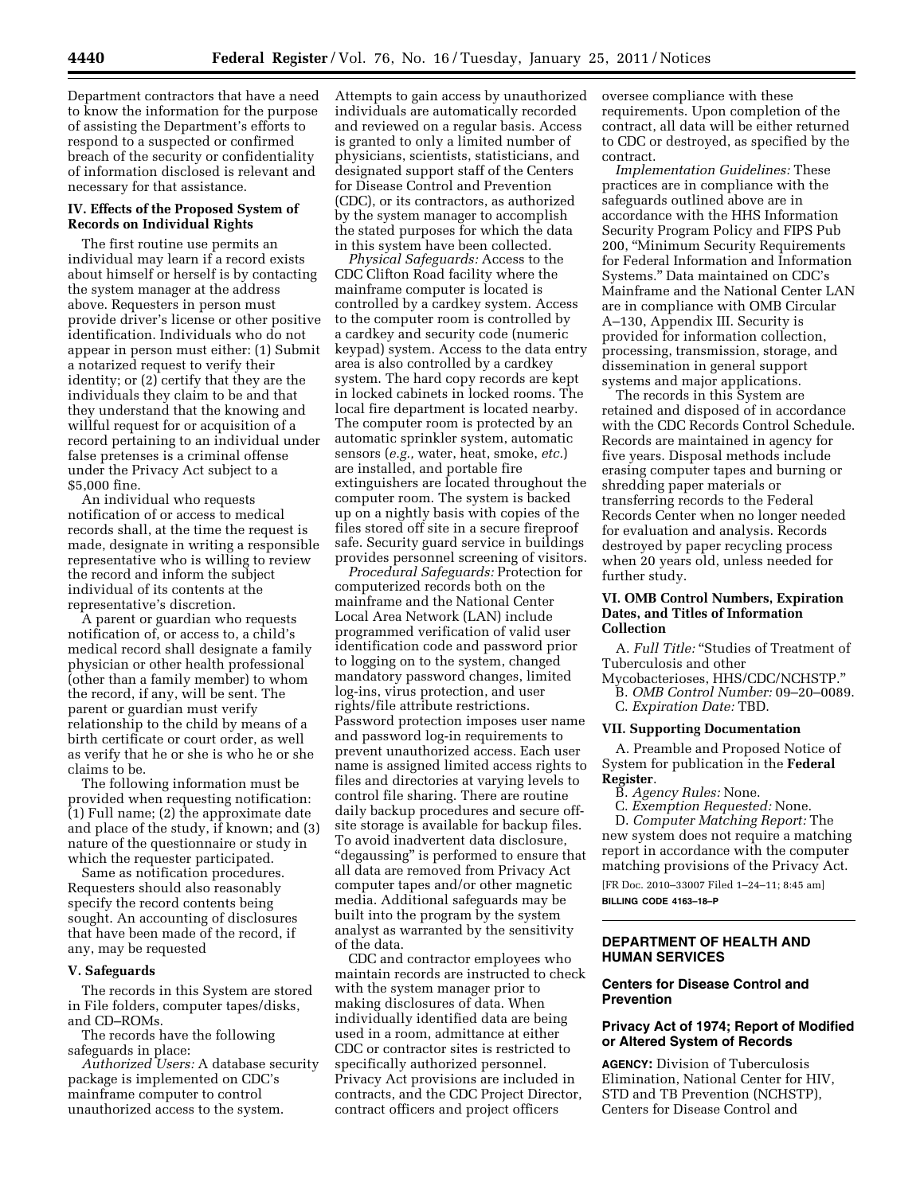Department contractors that have a need to know the information for the purpose of assisting the Department's efforts to respond to a suspected or confirmed breach of the security or confidentiality of information disclosed is relevant and necessary for that assistance.

### IV. Effects of the Proposed System of Records on Individual Rights

The first routine use permits an individual may learn if a record exists about himself or herself is by contacting the system manager at the address above. Requesters in person must provide driver's license or other positive identification. Individuals who do not appear in person must either: (1) Submit a notarized request to verify their identity; or (2) certify that they are the individuals they claim to be and that they understand that the knowing and willful request for or acquisition of a record pertaining to an individual under false pretenses is a criminal offense under the Privacy Act subject to a $5,000 fine.

An individual who requests notification of or access to medical records shall, at the time the request is made, designate in writing a responsible representative who is willing to review the record and inform the subject individual of its contents at the representative's discretion.

A parent or guardian who requests notification of, or access to, a child's medical record shall designate a family physician or other health professional (other than a family member) to whom the record, if any, will be sent. The parent or guardian must verify relationship to the child by means of a birth certificate or court order, as well as verify that he or she is who he or she claims to be.

The following information must be provided when requesting notification: (1) Full name; (2) the approximate date and place of the study, if known; and (3) nature of the questionnaire or study in which the requester participated.

Same as notification procedures. Requesters should also reasonably specify the record contents being sought. An accounting of disclosures that have been made of the record, if any, may be requested

### V. Safeguards

The records in this System are stored in File folders, computer tapes/disks, and CD–ROMs.

The records have the following safeguards in place:

*Authorized Users:* A database security package is implemented on CDC's mainframe computer to control unauthorized access to the system. Attempts to gain access by unauthorized individuals are automatically recorded and reviewed on a regular basis. Access is granted to only a limited number of physicians, scientists, statisticians, and designated support staff of the Centers for Disease Control and Prevention (CDC), or its contractors, as authorized by the system manager to accomplish the stated purposes for which the data in this system have been collected.

*Physical Safeguards:* Access to the CDC Clifton Road facility where the mainframe computer is located is controlled by a cardkey system. Access to the computer room is controlled by a cardkey and security code (numeric keypad) system. Access to the data entry area is also controlled by a cardkey system. The hard copy records are kept in locked cabinets in locked rooms. The local fire department is located nearby. The computer room is protected by an automatic sprinkler system, automatic sensors (*e.g.,* water, heat, smoke, *etc.*) are installed, and portable fire extinguishers are located throughout the computer room. The system is backed up on a nightly basis with copies of the files stored off site in a secure fireproof safe. Security guard service in buildings provides personnel screening of visitors.

*Procedural Safeguards:* Protection for computerized records both on the mainframe and the National Center Local Area Network (LAN) include programmed verification of valid user identification code and password prior to logging on to the system, changed mandatory password changes, limited log-ins, virus protection, and user rights/file attribute restrictions. Password protection imposes user name and password log-in requirements to prevent unauthorized access. Each user name is assigned limited access rights to files and directories at varying levels to control file sharing. There are routine daily backup procedures and secure off-site storage is available for backup files. To avoid inadvertent data disclosure, "degaussing" is performed to ensure that all data are removed from Privacy Act computer tapes and/or other magnetic media. Additional safeguards may be built into the program by the system analyst as warranted by the sensitivity of the data.

CDC and contractor employees who maintain records are instructed to check with the system manager prior to making disclosures of data. When individually identified data are being used in a room, admittance at either CDC or contractor sites is restricted to specifically authorized personnel. Privacy Act provisions are included in contracts, and the CDC Project Director, contract officers and project officers oversee compliance with these requirements. Upon completion of the contract, all data will be either returned to CDC or destroyed, as specified by the contract.

*Implementation Guidelines:* These practices are in compliance with the safeguards outlined above are in accordance with the HHS Information Security Program Policy and FIPS Pub 200, "Minimum Security Requirements for Federal Information and Information Systems." Data maintained on CDC's Mainframe and the National Center LAN are in compliance with OMB Circular A–130, Appendix III. Security is provided for information collection, processing, transmission, storage, and dissemination in general support systems and major applications.

The records in this System are retained and disposed of in accordance with the CDC Records Control Schedule. Records are maintained in agency for five years. Disposal methods include erasing computer tapes and burning or shredding paper materials or transferring records to the Federal Records Center when no longer needed for evaluation and analysis. Records destroyed by paper recycling process when 20 years old, unless needed for further study.

### VI. OMB Control Numbers, Expiration Dates, and Titles of Information Collection

A. *Full Title:* "Studies of Treatment of Tuberculosis and other Mycobacterioses, HHS/CDC/NCHSTP."

B. *OMB Control Number:* 09–20–0089.

C. *Expiration Date:* TBD.

### VII. Supporting Documentation

A. Preamble and Proposed Notice of System for publication in the **Federal Register**.

B. *Agency Rules:* None.

C. *Exemption Requested:* None.

D. *Computer Matching Report:* The new system does not require a matching report in accordance with the computer matching provisions of the Privacy Act.

[FR Doc. 2010–33007 Filed 1–24–11; 8:45 am]

**BILLING CODE 4163–18–P**

---

## DEPARTMENT OF HEALTH AND HUMAN SERVICES

### Centers for Disease Control and Prevention

### Privacy Act of 1974; Report of Modified or Altered System of Records

**AGENCY:** Division of Tuberculosis Elimination, National Center for HIV, STD and TB Prevention (NCHSTP), Centers for Disease Control and